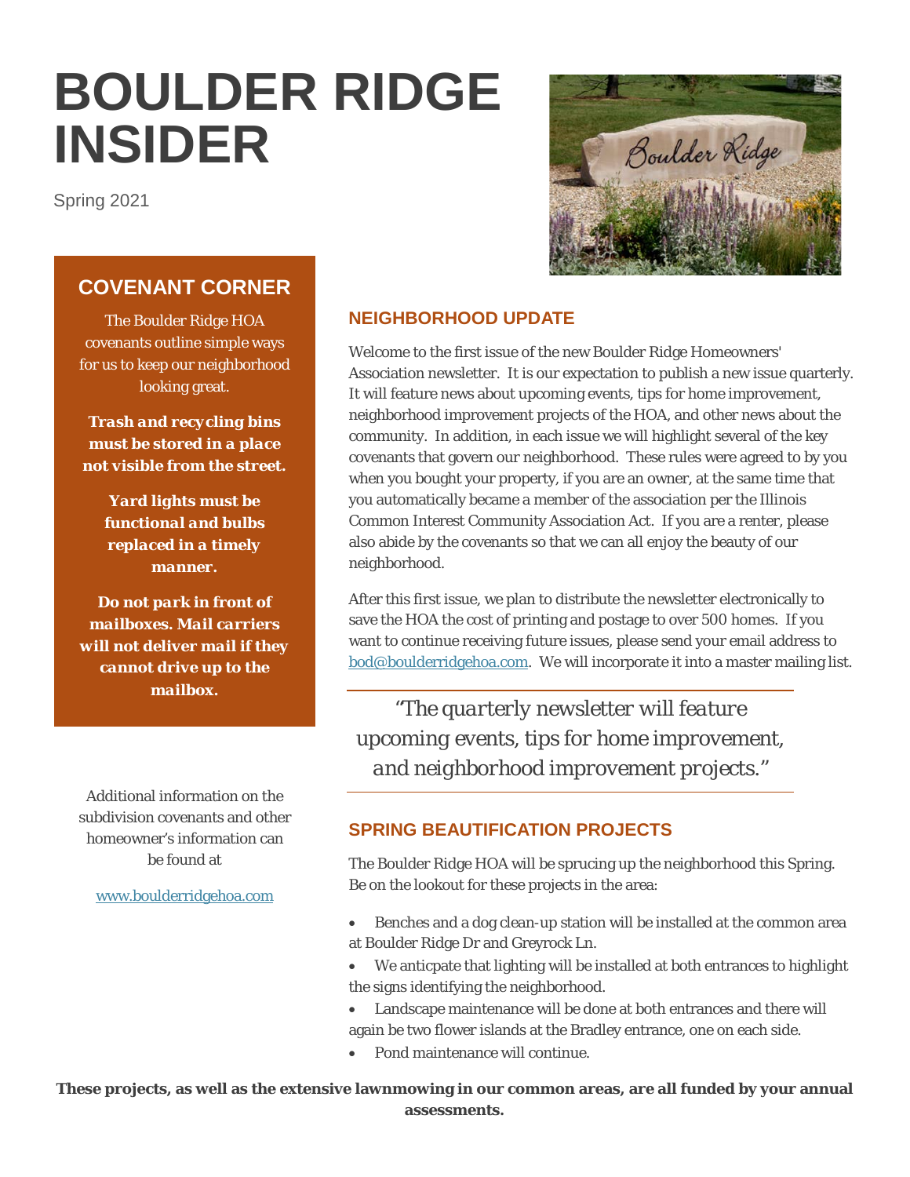# BOULDER RIDGE INSIDER

Spring 2021

## COVENANT CORNER

The Boulder Ridge HOA covenants outline simple ways for us to keep our neighborhood looking great.

***Trash and recycling bins must be stored in a place not visible from the street.***

***Yard lights must be functional and bulbs replaced in a timely manner.***

***Do not park in front of mailboxes. Mail carriers will not deliver mail if they cannot drive up to the mailbox.***

Additional information on the subdivision covenants and other homeowner's information can be found at

[www.boulderridgehoa.com](www.boulderridgehoa.com)

## NEIGHBORHOOD UPDATE

Welcome to the first issue of the new Boulder Ridge Homeowners' Association newsletter. It is our expectation to publish a new issue quarterly. It will feature news about upcoming events, tips for home improvement, neighborhood improvement projects of the HOA, and other news about the community. In addition, in each issue we will highlight several of the key covenants that govern our neighborhood. These rules were agreed to by you when you bought your property, if you are an owner, at the same time that you automatically became a member of the association per the Illinois Common Interest Community Association Act. If you are a renter, please also abide by the covenants so that we can all enjoy the beauty of our neighborhood.

After this first issue, we plan to distribute the newsletter electronically to save the HOA the cost of printing and postage to over 500 homes. If you want to continue receiving future issues, please send your email address to [bod@boulderridgehoa.com](mailto:bod@boulderridgehoa.com). We will incorporate it into a master mailing list.

> *"The quarterly newsletter will feature upcoming events, tips for home improvement, and neighborhood improvement projects."*

## SPRING BEAUTIFICATION PROJECTS

The Boulder Ridge HOA will be sprucing up the neighborhood this Spring. Be on the lookout for these projects in the area:

- Benches and a dog clean-up station will be installed at the common area at Boulder Ridge Dr and Greyrock Ln.
- We anticpate that lighting will be installed at both entrances to highlight the signs identifying the neighborhood.
- Landscape maintenance will be done at both entrances and there will again be two flower islands at the Bradley entrance, one on each side.
- Pond maintenance will continue.

**These projects, as well as the extensive lawnmowing in our common areas, are all funded by your annual assessments.**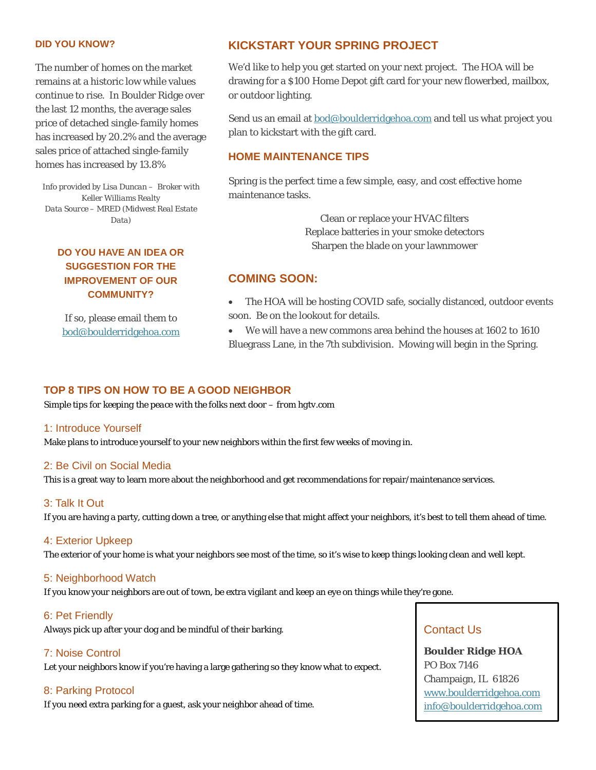### DID YOU KNOW?

The number of homes on the market remains at a historic low while values continue to rise. In Boulder Ridge over the last 12 months, the average sales price of detached single-family homes has increased by 20.2% and the average sales price of attached single-family homes has increased by 13.8%

*Info provided by Lisa Duncan – Broker with Keller Williams Realty*
*Data Source – MRED (Midwest Real Estate Data)*

### DO YOU HAVE AN IDEA OR SUGGESTION FOR THE IMPROVEMENT OF OUR COMMUNITY?

If so, please email them to bod@boulderridgehoa.com

## KICKSTART YOUR SPRING PROJECT

We'd like to help you get started on your next project. The HOA will be drawing for a $100 Home Depot gift card for your new flowerbed, mailbox, or outdoor lighting.

Send us an email at bod@boulderridgehoa.com and tell us what project you plan to kickstart with the gift card.

### HOME MAINTENANCE TIPS

Spring is the perfect time a few simple, easy, and cost effective home maintenance tasks.

Clean or replace your HVAC filters
Replace batteries in your smoke detectors
Sharpen the blade on your lawnmower

## COMING SOON:

- The HOA will be hosting COVID safe, socially distanced, outdoor events soon. Be on the lookout for details.
- We will have a new commons area behind the houses at 1602 to 1610 Bluegrass Lane, in the 7th subdivision. Mowing will begin in the Spring.

## TOP 8 TIPS ON HOW TO BE A GOOD NEIGHBOR

Simple tips for keeping the peace with the folks next door – from hgtv.com

### 1: Introduce Yourself

Make plans to introduce yourself to your new neighbors within the first few weeks of moving in.

### 2: Be Civil on Social Media

This is a great way to learn more about the neighborhood and get recommendations for repair/maintenance services.

### 3: Talk It Out

If you are having a party, cutting down a tree, or anything else that might affect your neighbors, it's best to tell them ahead of time.

### 4: Exterior Upkeep

The exterior of your home is what your neighbors see most of the time, so it's wise to keep things looking clean and well kept.

### 5: Neighborhood Watch

If you know your neighbors are out of town, be extra vigilant and keep an eye on things while they're gone.

### 6: Pet Friendly

Always pick up after your dog and be mindful of their barking.

### 7: Noise Control

Let your neighbors know if you're having a large gathering so they know what to expect.

### 8: Parking Protocol

If you need extra parking for a guest, ask your neighbor ahead of time.

### Contact Us

**Boulder Ridge HOA**
PO Box 7146
Champaign, IL 61826
www.boulderridgehoa.com
info@boulderridgehoa.com